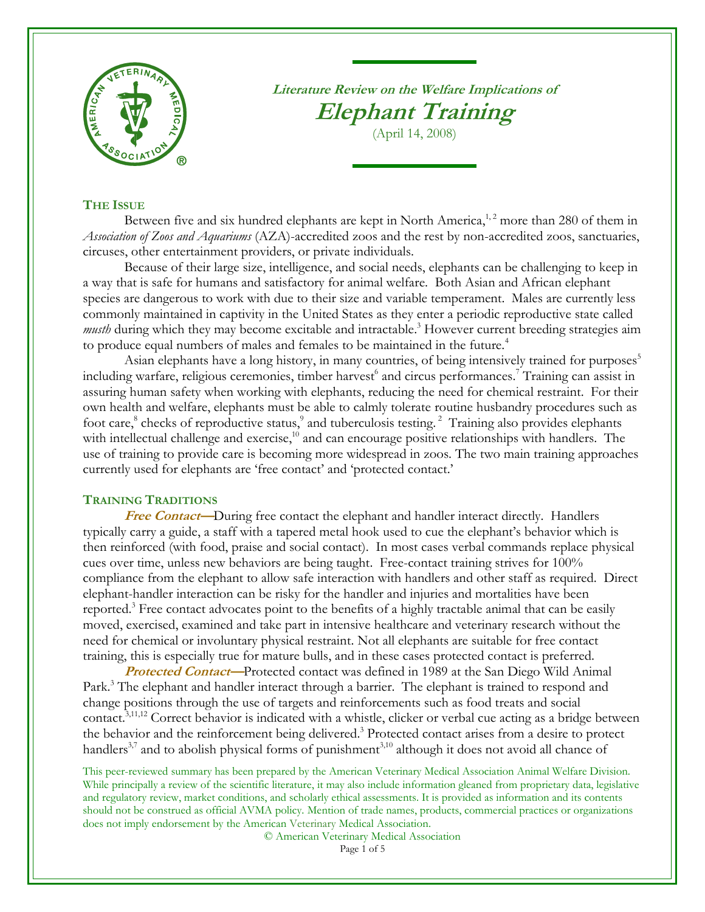**Literature Review on the Welfare Implications of**

# Elephant Training

(April 14, 2008)

## The Issue

Between five and six hundred elephants are kept in North America,[1, 2] more than 280 of them in *Association of Zoos and Aquariums* (AZA)-accredited zoos and the rest by non-accredited zoos, sanctuaries, circuses, other entertainment providers, or private individuals.

Because of their large size, intelligence, and social needs, elephants can be challenging to keep in a way that is safe for humans and satisfactory for animal welfare. Both Asian and African elephant species are dangerous to work with due to their size and variable temperament. Males are currently less commonly maintained in captivity in the United States as they enter a periodic reproductive state called *musth* during which they may become excitable and intractable.[3] However current breeding strategies aim to produce equal numbers of males and females to be maintained in the future.[4]

Asian elephants have a long history, in many countries, of being intensively trained for purposes[5] including warfare, religious ceremonies, timber harvest[6] and circus performances.[7] Training can assist in assuring human safety when working with elephants, reducing the need for chemical restraint. For their own health and welfare, elephants must be able to calmly tolerate routine husbandry procedures such as foot care,[8] checks of reproductive status,[9] and tuberculosis testing.[2] Training also provides elephants with intellectual challenge and exercise,[10] and can encourage positive relationships with handlers. The use of training to provide care is becoming more widespread in zoos. The two main training approaches currently used for elephants are 'free contact' and 'protected contact.'

## Training Traditions

***Free Contact*—**During free contact the elephant and handler interact directly. Handlers typically carry a guide, a staff with a tapered metal hook used to cue the elephant's behavior which is then reinforced (with food, praise and social contact). In most cases verbal commands replace physical cues over time, unless new behaviors are being taught. Free-contact training strives for 100% compliance from the elephant to allow safe interaction with handlers and other staff as required. Direct elephant-handler interaction can be risky for the handler and injuries and mortalities have been reported.[3] Free contact advocates point to the benefits of a highly tractable animal that can be easily moved, exercised, examined and take part in intensive healthcare and veterinary research without the need for chemical or involuntary physical restraint. Not all elephants are suitable for free contact training, this is especially true for mature bulls, and in these cases protected contact is preferred.

***Protected Contact*—**Protected contact was defined in 1989 at the San Diego Wild Animal Park.[3] The elephant and handler interact through a barrier. The elephant is trained to respond and change positions through the use of targets and reinforcements such as food treats and social contact.[3,11,12] Correct behavior is indicated with a whistle, clicker or verbal cue acting as a bridge between the behavior and the reinforcement being delivered.[3] Protected contact arises from a desire to protect handlers[3,7] and to abolish physical forms of punishment[3,10] although it does not avoid all chance of

This peer-reviewed summary has been prepared by the American Veterinary Medical Association Animal Welfare Division. While principally a review of the scientific literature, it may also include information gleaned from proprietary data, legislative and regulatory review, market conditions, and scholarly ethical assessments. It is provided as information and its contents should not be construed as official AVMA policy. Mention of trade names, products, commercial practices or organizations does not imply endorsement by the American Veterinary Medical Association.

© American Veterinary Medical Association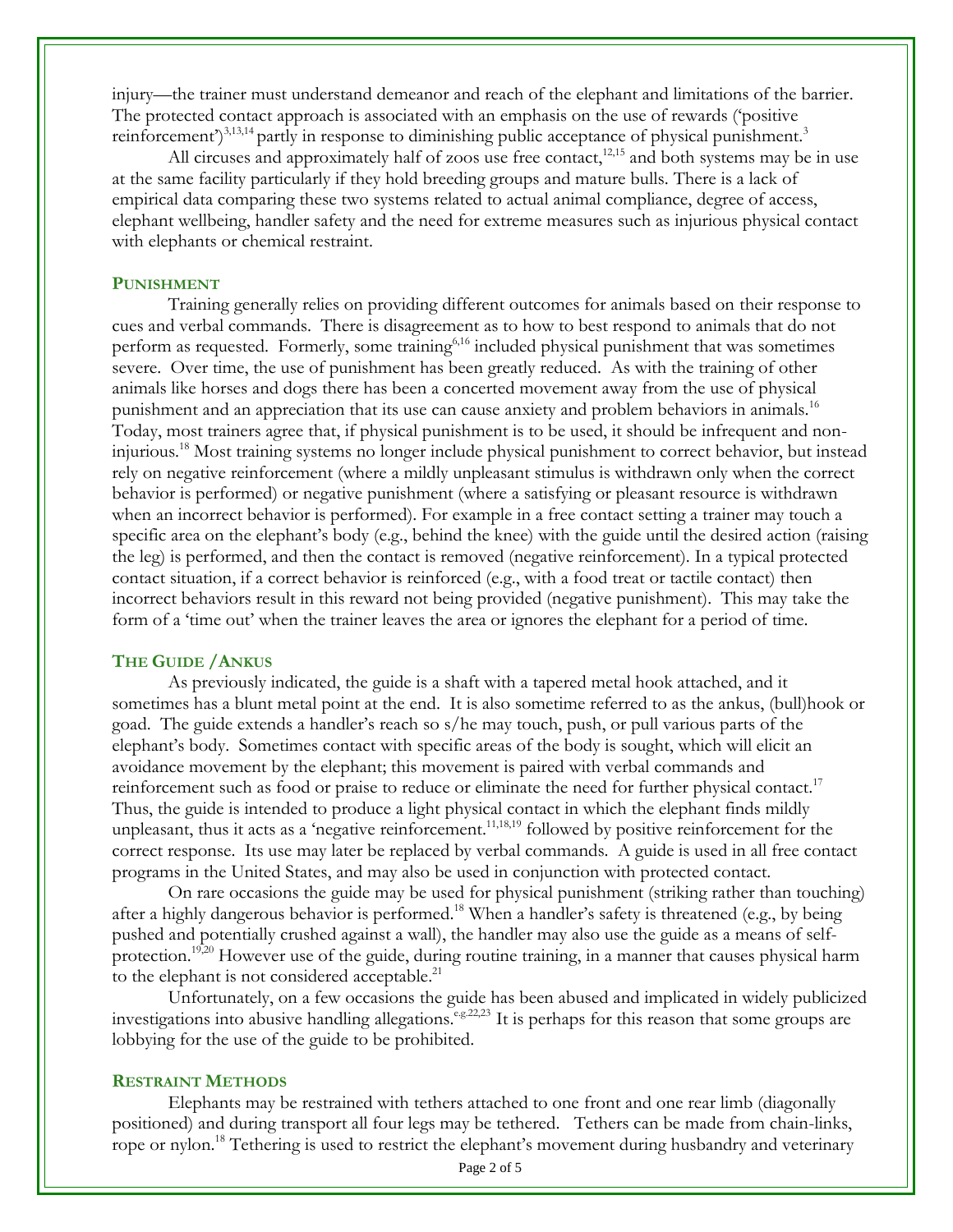injury—the trainer must understand demeanor and reach of the elephant and limitations of the barrier. The protected contact approach is associated with an emphasis on the use of rewards ('positive reinforcement')[3,13,14] partly in response to diminishing public acceptance of physical punishment.[3]

All circuses and approximately half of zoos use free contact,[12,15] and both systems may be in use at the same facility particularly if they hold breeding groups and mature bulls. There is a lack of empirical data comparing these two systems related to actual animal compliance, degree of access, elephant wellbeing, handler safety and the need for extreme measures such as injurious physical contact with elephants or chemical restraint.

## PUNISHMENT

Training generally relies on providing different outcomes for animals based on their response to cues and verbal commands. There is disagreement as to how to best respond to animals that do not perform as requested. Formerly, some training[6,16] included physical punishment that was sometimes severe. Over time, the use of punishment has been greatly reduced. As with the training of other animals like horses and dogs there has been a concerted movement away from the use of physical punishment and an appreciation that its use can cause anxiety and problem behaviors in animals.[16] Today, most trainers agree that, if physical punishment is to be used, it should be infrequent and non-injurious.[18] Most training systems no longer include physical punishment to correct behavior, but instead rely on negative reinforcement (where a mildly unpleasant stimulus is withdrawn only when the correct behavior is performed) or negative punishment (where a satisfying or pleasant resource is withdrawn when an incorrect behavior is performed). For example in a free contact setting a trainer may touch a specific area on the elephant's body (e.g., behind the knee) with the guide until the desired action (raising the leg) is performed, and then the contact is removed (negative reinforcement). In a typical protected contact situation, if a correct behavior is reinforced (e.g., with a food treat or tactile contact) then incorrect behaviors result in this reward not being provided (negative punishment). This may take the form of a 'time out' when the trainer leaves the area or ignores the elephant for a period of time.

## THE GUIDE /ANKUS

As previously indicated, the guide is a shaft with a tapered metal hook attached, and it sometimes has a blunt metal point at the end. It is also sometime referred to as the ankus, (bull)hook or goad. The guide extends a handler's reach so s/he may touch, push, or pull various parts of the elephant's body. Sometimes contact with specific areas of the body is sought, which will elicit an avoidance movement by the elephant; this movement is paired with verbal commands and reinforcement such as food or praise to reduce or eliminate the need for further physical contact.[17] Thus, the guide is intended to produce a light physical contact in which the elephant finds mildly unpleasant, thus it acts as a 'negative reinforcement.[11,18,19] followed by positive reinforcement for the correct response. Its use may later be replaced by verbal commands. A guide is used in all free contact programs in the United States, and may also be used in conjunction with protected contact.

On rare occasions the guide may be used for physical punishment (striking rather than touching) after a highly dangerous behavior is performed.[18] When a handler's safety is threatened (e.g., by being pushed and potentially crushed against a wall), the handler may also use the guide as a means of self-protection.[19,20] However use of the guide, during routine training, in a manner that causes physical harm to the elephant is not considered acceptable.[21]

Unfortunately, on a few occasions the guide has been abused and implicated in widely publicized investigations into abusive handling allegations.[e.g.22,23] It is perhaps for this reason that some groups are lobbying for the use of the guide to be prohibited.

## RESTRAINT METHODS

Elephants may be restrained with tethers attached to one front and one rear limb (diagonally positioned) and during transport all four legs may be tethered. Tethers can be made from chain-links, rope or nylon.[18] Tethering is used to restrict the elephant's movement during husbandry and veterinary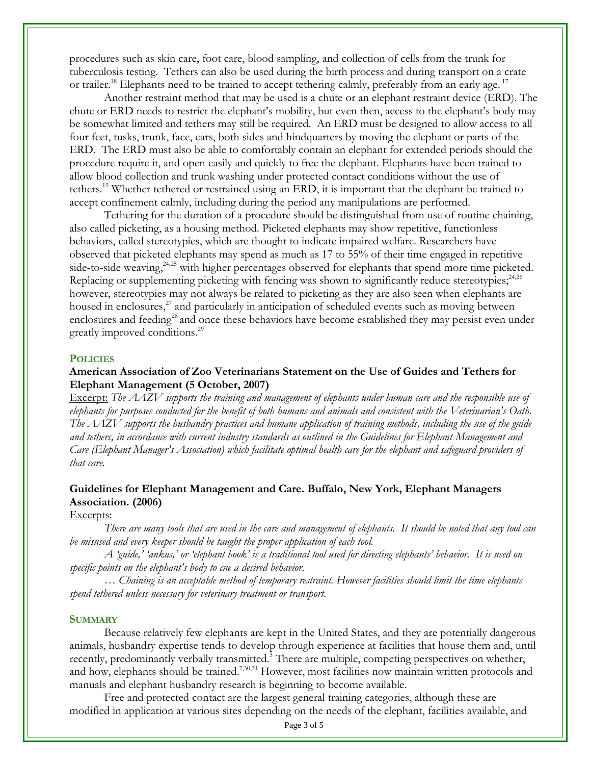procedures such as skin care, foot care, blood sampling, and collection of cells from the trunk for tuberculosis testing. Tethers can also be used during the birth process and during transport on a crate or trailer.[18] Elephants need to be trained to accept tethering calmly, preferably from an early age.[17]

Another restraint method that may be used is a chute or an elephant restraint device (ERD). The chute or ERD needs to restrict the elephant's mobility, but even then, access to the elephant's body may be somewhat limited and tethers may still be required. An ERD must be designed to allow access to all four feet, tusks, trunk, face, ears, both sides and hindquarters by moving the elephant or parts of the ERD. The ERD must also be able to comfortably contain an elephant for extended periods should the procedure require it, and open easily and quickly to free the elephant. Elephants have been trained to allow blood collection and trunk washing under protected contact conditions without the use of tethers.[15] Whether tethered or restrained using an ERD, it is important that the elephant be trained to accept confinement calmly, including during the period any manipulations are performed.

Tethering for the duration of a procedure should be distinguished from use of routine chaining, also called picketing, as a housing method. Picketed elephants may show repetitive, functionless behaviors, called stereotypies, which are thought to indicate impaired welfare. Researchers have observed that picketed elephants may spend as much as 17 to 55% of their time engaged in repetitive side-to-side weaving,[24,25] with higher percentages observed for elephants that spend more time picketed. Replacing or supplementing picketing with fencing was shown to significantly reduce stereotypies;[24,26] however, stereotypies may not always be related to picketing as they are also seen when elephants are housed in enclosures,[27] and particularly in anticipation of scheduled events such as moving between enclosures and feeding[28] and once these behaviors have become established they may persist even under greatly improved conditions.[29]

## POLICIES

### American Association of Zoo Veterinarians Statement on the Use of Guides and Tethers for Elephant Management (5 October, 2007)

Excerpt: *The AAZV supports the training and management of elephants under human care and the responsible use of elephants for purposes conducted for the benefit of both humans and animals and consistent with the Veterinarian's Oath. The AAZV supports the husbandry practices and humane application of training methods, including the use of the guide and tethers, in accordance with current industry standards as outlined in the Guidelines for Elephant Management and Care (Elephant Manager's Association) which facilitate optimal health care for the elephant and safeguard providers of that care.*

### Guidelines for Elephant Management and Care. Buffalo, New York, Elephant Managers Association. (2006)

Excerpts:

*There are many tools that are used in the care and management of elephants. It should be noted that any tool can be misused and every keeper should be taught the proper application of each tool.*

*A 'guide,' 'ankus,' or 'elephant hook' is a traditional tool used for directing elephants' behavior. It is used on specific points on the elephant's body to cue a desired behavior.*

*… Chaining is an acceptable method of temporary restraint. However facilities should limit the time elephants spend tethered unless necessary for veterinary treatment or transport.*

## SUMMARY

Because relatively few elephants are kept in the United States, and they are potentially dangerous animals, husbandry expertise tends to develop through experience at facilities that house them and, until recently, predominantly verbally transmitted.[3] There are multiple, competing perspectives on whether, and how, elephants should be trained.[7,30,31] However, most facilities now maintain written protocols and manuals and elephant husbandry research is beginning to become available.

Free and protected contact are the largest general training categories, although these are modified in application at various sites depending on the needs of the elephant, facilities available, and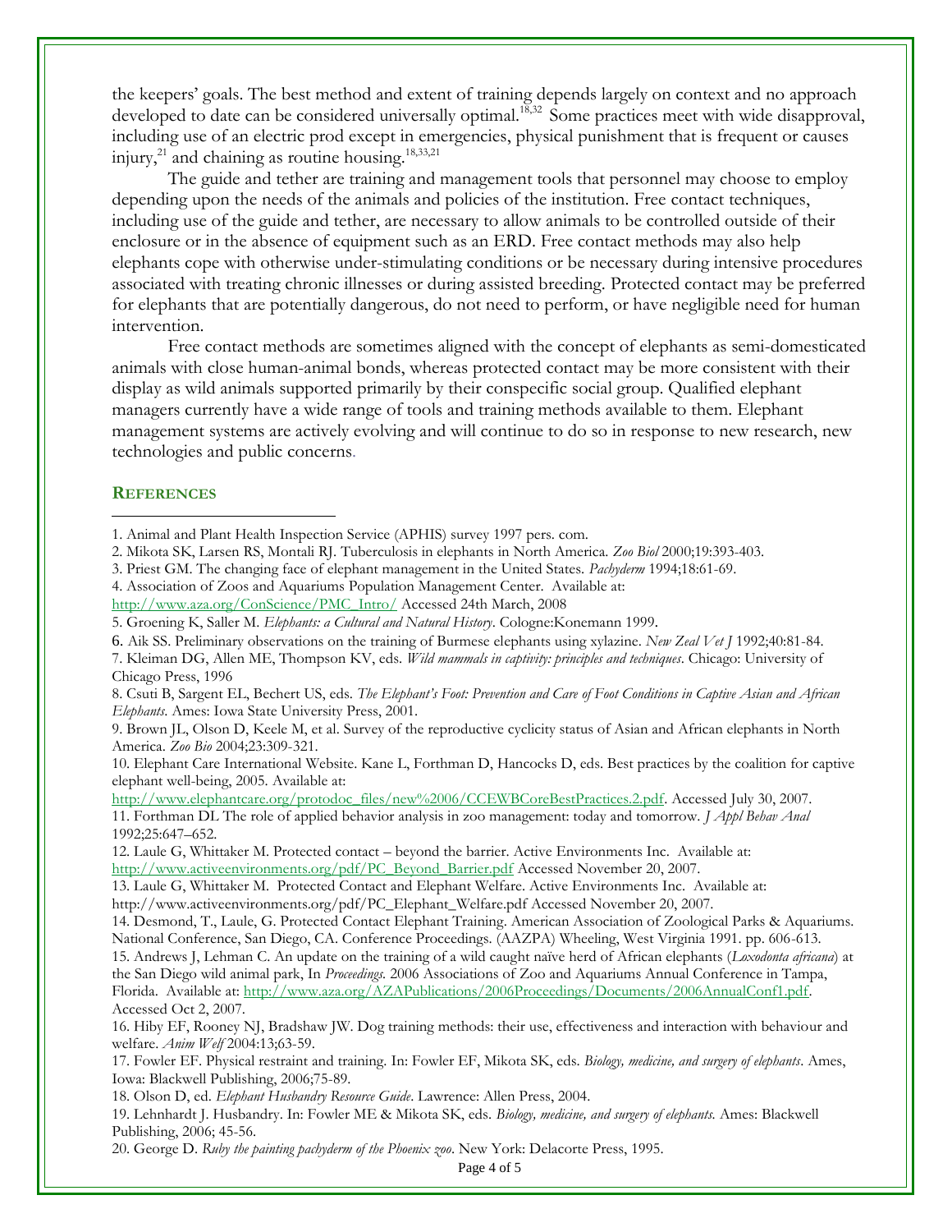the keepers' goals. The best method and extent of training depends largely on context and no approach developed to date can be considered universally optimal.[18,32] Some practices meet with wide disapproval, including use of an electric prod except in emergencies, physical punishment that is frequent or causes injury,[21] and chaining as routine housing.[18,33,21]

The guide and tether are training and management tools that personnel may choose to employ depending upon the needs of the animals and policies of the institution. Free contact techniques, including use of the guide and tether, are necessary to allow animals to be controlled outside of their enclosure or in the absence of equipment such as an ERD. Free contact methods may also help elephants cope with otherwise under-stimulating conditions or be necessary during intensive procedures associated with treating chronic illnesses or during assisted breeding. Protected contact may be preferred for elephants that are potentially dangerous, do not need to perform, or have negligible need for human intervention.

Free contact methods are sometimes aligned with the concept of elephants as semi-domesticated animals with close human-animal bonds, whereas protected contact may be more consistent with their display as wild animals supported primarily by their conspecific social group. Qualified elephant managers currently have a wide range of tools and training methods available to them. Elephant management systems are actively evolving and will continue to do so in response to new research, new technologies and public concerns.

## REFERENCES

1. Animal and Plant Health Inspection Service (APHIS) survey 1997 pers. com.
2. Mikota SK, Larsen RS, Montali RJ. Tuberculosis in elephants in North America. *Zoo Biol* 2000;19:393-403.
3. Priest GM. The changing face of elephant management in the United States. *Pachyderm* 1994;18:61-69.
4. Association of Zoos and Aquariums Population Management Center. Available at: http://www.aza.org/ConScience/PMC_Intro/ Accessed 24th March, 2008
5. Groening K, Saller M. *Elephants: a Cultural and Natural History*. Cologne:Konemann 1999.
6. Aik SS. Preliminary observations on the training of Burmese elephants using xylazine. *New Zeal Vet J* 1992;40:81-84.
7. Kleiman DG, Allen ME, Thompson KV, eds. *Wild mammals in captivity: principles and techniques*. Chicago: University of Chicago Press, 1996
8. Csuti B, Sargent EL, Bechert US, eds. *The Elephant's Foot: Prevention and Care of Foot Conditions in Captive Asian and African Elephants*. Ames: Iowa State University Press, 2001.
9. Brown JL, Olson D, Keele M, et al. Survey of the reproductive cyclicity status of Asian and African elephants in North America. *Zoo Bio* 2004;23:309-321.
10. Elephant Care International Website. Kane L, Forthman D, Hancocks D, eds. Best practices by the coalition for captive elephant well-being, 2005. Available at: http://www.elephantcare.org/protodoc_files/new%2006/CCEWBCoreBestPractices.2.pdf. Accessed July 30, 2007.
11. Forthman DL The role of applied behavior analysis in zoo management: today and tomorrow. *J Appl Behav Anal* 1992;25:647–652.
12. Laule G, Whittaker M. Protected contact – beyond the barrier. Active Environments Inc. Available at: http://www.activeenvironments.org/pdf/PC_Beyond_Barrier.pdf Accessed November 20, 2007.
13. Laule G, Whittaker M. Protected Contact and Elephant Welfare. Active Environments Inc. Available at: http://www.activeenvironments.org/pdf/PC_Elephant_Welfare.pdf Accessed November 20, 2007.
14. Desmond, T., Laule, G. Protected Contact Elephant Training. American Association of Zoological Parks & Aquariums. National Conference, San Diego, CA. Conference Proceedings. (AAZPA) Wheeling, West Virginia 1991. pp. 606-613.
15. Andrews J, Lehman C. An update on the training of a wild caught naïve herd of African elephants (*Loxodonta africana*) at the San Diego wild animal park, In *Proceedings*. 2006 Associations of Zoo and Aquariums Annual Conference in Tampa, Florida. Available at: http://www.aza.org/AZAPublications/2006Proceedings/Documents/2006AnnualConf1.pdf. Accessed Oct 2, 2007.
16. Hiby EF, Rooney NJ, Bradshaw JW. Dog training methods: their use, effectiveness and interaction with behaviour and welfare. *Anim Welf* 2004:13;63-59.
17. Fowler EF. Physical restraint and training. In: Fowler EF, Mikota SK, eds. *Biology, medicine, and surgery of elephants*. Ames, Iowa: Blackwell Publishing, 2006;75-89.
18. Olson D, ed. *Elephant Husbandry Resource Guide*. Lawrence: Allen Press, 2004.
19. Lehnhardt J. Husbandry. In: Fowler ME & Mikota SK, eds. *Biology, medicine, and surgery of elephants.* Ames: Blackwell Publishing, 2006; 45-56.
20. George D. *Ruby the painting pachyderm of the Phoenix zoo*. New York: Delacorte Press, 1995.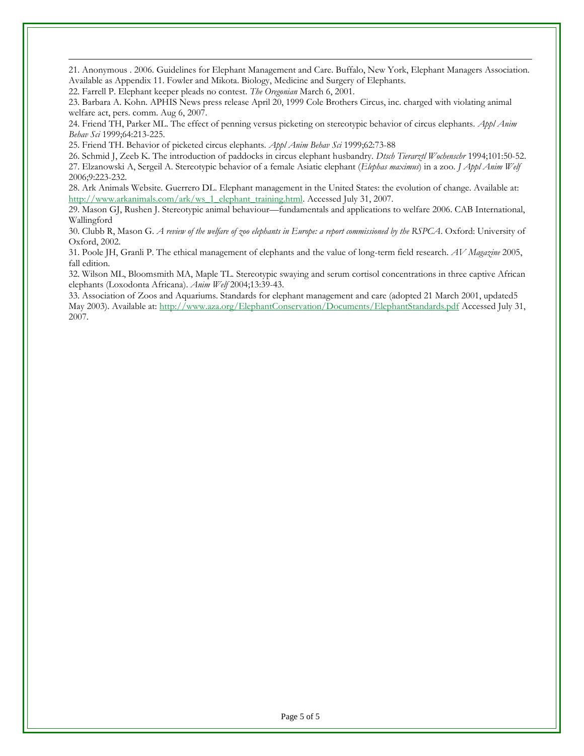21. Anonymous . 2006. Guidelines for Elephant Management and Care. Buffalo, New York, Elephant Managers Association. Available as Appendix 11. Fowler and Mikota. Biology, Medicine and Surgery of Elephants.

22. Farrell P. Elephant keeper pleads no contest. *The Oregonian* March 6, 2001.

23. Barbara A. Kohn. APHIS News press release April 20, 1999 Cole Brothers Circus, inc. charged with violating animal welfare act, pers. comm. Aug 6, 2007.

24. Friend TH, Parker ML. The effect of penning versus picketing on stereotypic behavior of circus elephants. *Appl Anim Behav Sci* 1999;64:213-225.

25. Friend TH. Behavior of picketed circus elephants. *Appl Anim Behav Sci* 1999;62:73-88

26. Schmid J, Zeeb K. The introduction of paddocks in circus elephant husbandry. *Dtsch Tierarztl Wochenschr* 1994;101:50-52.

27. Elzanowski A, Sergeil A. Stereotypic behavior of a female Asiatic elephant (*Elephas maximus*) in a zoo. *J Appl Anim Welf* 2006;9:223-232.

28. Ark Animals Website. Guerrero DL. Elephant management in the United States: the evolution of change. Available at: http://www.arkanimals.com/ark/ws_1_elephant_training.html. Accessed July 31, 2007.

29. Mason GJ, Rushen J. Stereotypic animal behaviour—fundamentals and applications to welfare 2006. CAB International, Wallingford

30. Clubb R, Mason G. *A review of the welfare of zoo elephants in Europe: a report commissioned by the RSPCA*. Oxford: University of Oxford, 2002.

31. Poole JH, Granli P. The ethical management of elephants and the value of long-term field research. *AV Magazine* 2005, fall edition.

32. Wilson ML, Bloomsmith MA, Maple TL. Stereotypic swaying and serum cortisol concentrations in three captive African elephants (Loxodonta Africana). *Anim Welf* 2004;13:39-43.

33. Association of Zoos and Aquariums. Standards for elephant management and care (adopted 21 March 2001, updated5 May 2003). Available at: http://www.aza.org/ElephantConservation/Documents/ElephantStandards.pdf Accessed July 31, 2007.